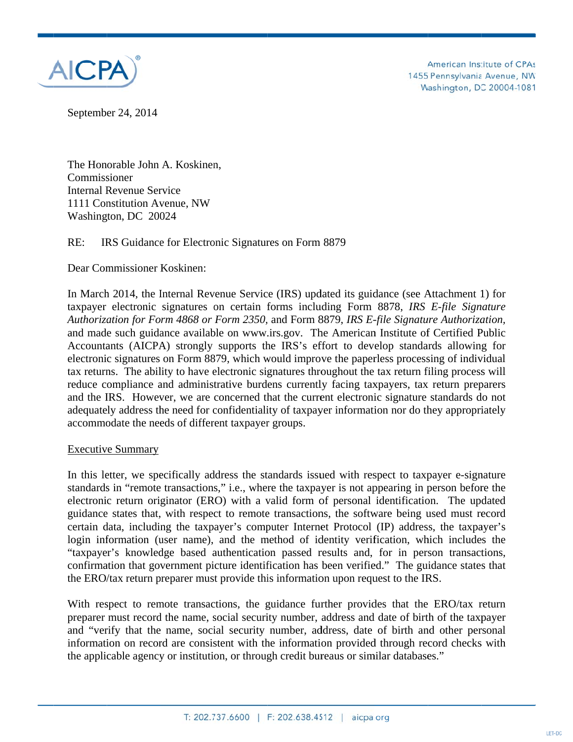American Institute of CPAs
1455 Pennsylvania Avenue, NW
Washington, DC 20004-1081

September 24, 2014

The Honorable John A. Koskinen,
Commissioner
Internal Revenue Service
1111 Constitution Avenue, NW
Washington, DC 20024

RE: IRS Guidance for Electronic Signatures on Form 8879

Dear Commissioner Koskinen:

In March 2014, the Internal Revenue Service (IRS) updated its guidance (see Attachment 1) for taxpayer electronic signatures on certain forms including Form 8878, *IRS E-file Signature Authorization for Form 4868 or Form 2350,* and Form 8879, *IRS E-file Signature Authorization,* and made such guidance available on www.irs.gov. The American Institute of Certified Public Accountants (AICPA) strongly supports the IRS's effort to develop standards allowing for electronic signatures on Form 8879, which would improve the paperless processing of individual tax returns. The ability to have electronic signatures throughout the tax return filing process will reduce compliance and administrative burdens currently facing taxpayers, tax return preparers and the IRS. However, we are concerned that the current electronic signature standards do not adequately address the need for confidentiality of taxpayer information nor do they appropriately accommodate the needs of different taxpayer groups.

## Executive Summary

In this letter, we specifically address the standards issued with respect to taxpayer e-signature standards in "remote transactions," i.e., where the taxpayer is not appearing in person before the electronic return originator (ERO) with a valid form of personal identification. The updated guidance states that, with respect to remote transactions, the software being used must record certain data, including the taxpayer's computer Internet Protocol (IP) address, the taxpayer's login information (user name), and the method of identity verification, which includes the "taxpayer's knowledge based authentication passed results and, for in person transactions, confirmation that government picture identification has been verified." The guidance states that the ERO/tax return preparer must provide this information upon request to the IRS.

With respect to remote transactions, the guidance further provides that the ERO/tax return preparer must record the name, social security number, address and date of birth of the taxpayer and "verify that the name, social security number, address, date of birth and other personal information on record are consistent with the information provided through record checks with the applicable agency or institution, or through credit bureaus or similar databases."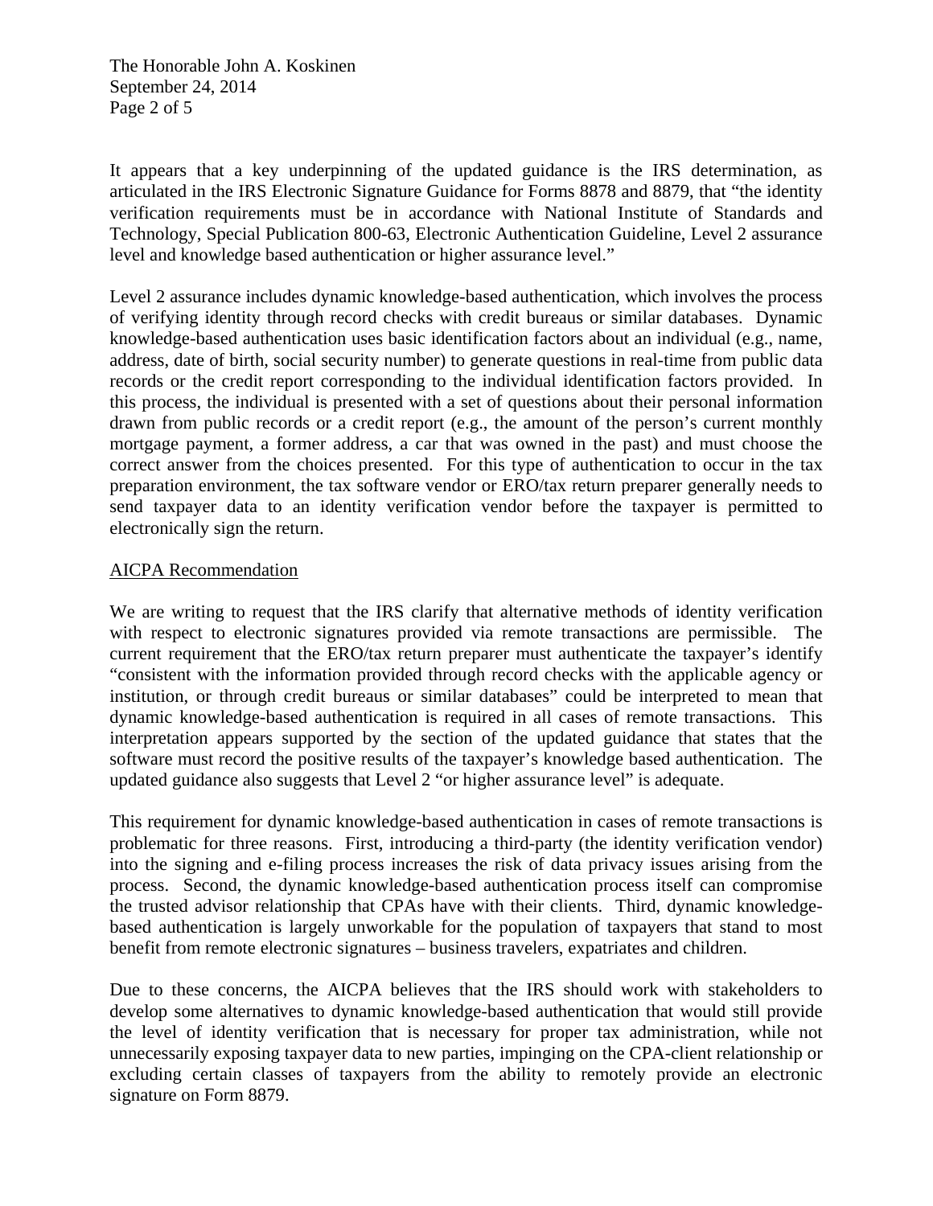It appears that a key underpinning of the updated guidance is the IRS determination, as articulated in the IRS Electronic Signature Guidance for Forms 8878 and 8879, that "the identity verification requirements must be in accordance with National Institute of Standards and Technology, Special Publication 800-63, Electronic Authentication Guideline, Level 2 assurance level and knowledge based authentication or higher assurance level."

Level 2 assurance includes dynamic knowledge-based authentication, which involves the process of verifying identity through record checks with credit bureaus or similar databases. Dynamic knowledge-based authentication uses basic identification factors about an individual (e.g., name, address, date of birth, social security number) to generate questions in real-time from public data records or the credit report corresponding to the individual identification factors provided. In this process, the individual is presented with a set of questions about their personal information drawn from public records or a credit report (e.g., the amount of the person's current monthly mortgage payment, a former address, a car that was owned in the past) and must choose the correct answer from the choices presented. For this type of authentication to occur in the tax preparation environment, the tax software vendor or ERO/tax return preparer generally needs to send taxpayer data to an identity verification vendor before the taxpayer is permitted to electronically sign the return.

## AICPA Recommendation

We are writing to request that the IRS clarify that alternative methods of identity verification with respect to electronic signatures provided via remote transactions are permissible. The current requirement that the ERO/tax return preparer must authenticate the taxpayer's identify "consistent with the information provided through record checks with the applicable agency or institution, or through credit bureaus or similar databases" could be interpreted to mean that dynamic knowledge-based authentication is required in all cases of remote transactions. This interpretation appears supported by the section of the updated guidance that states that the software must record the positive results of the taxpayer's knowledge based authentication. The updated guidance also suggests that Level 2 "or higher assurance level" is adequate.

This requirement for dynamic knowledge-based authentication in cases of remote transactions is problematic for three reasons. First, introducing a third-party (the identity verification vendor) into the signing and e-filing process increases the risk of data privacy issues arising from the process. Second, the dynamic knowledge-based authentication process itself can compromise the trusted advisor relationship that CPAs have with their clients. Third, dynamic knowledge-based authentication is largely unworkable for the population of taxpayers that stand to most benefit from remote electronic signatures – business travelers, expatriates and children.

Due to these concerns, the AICPA believes that the IRS should work with stakeholders to develop some alternatives to dynamic knowledge-based authentication that would still provide the level of identity verification that is necessary for proper tax administration, while not unnecessarily exposing taxpayer data to new parties, impinging on the CPA-client relationship or excluding certain classes of taxpayers from the ability to remotely provide an electronic signature on Form 8879.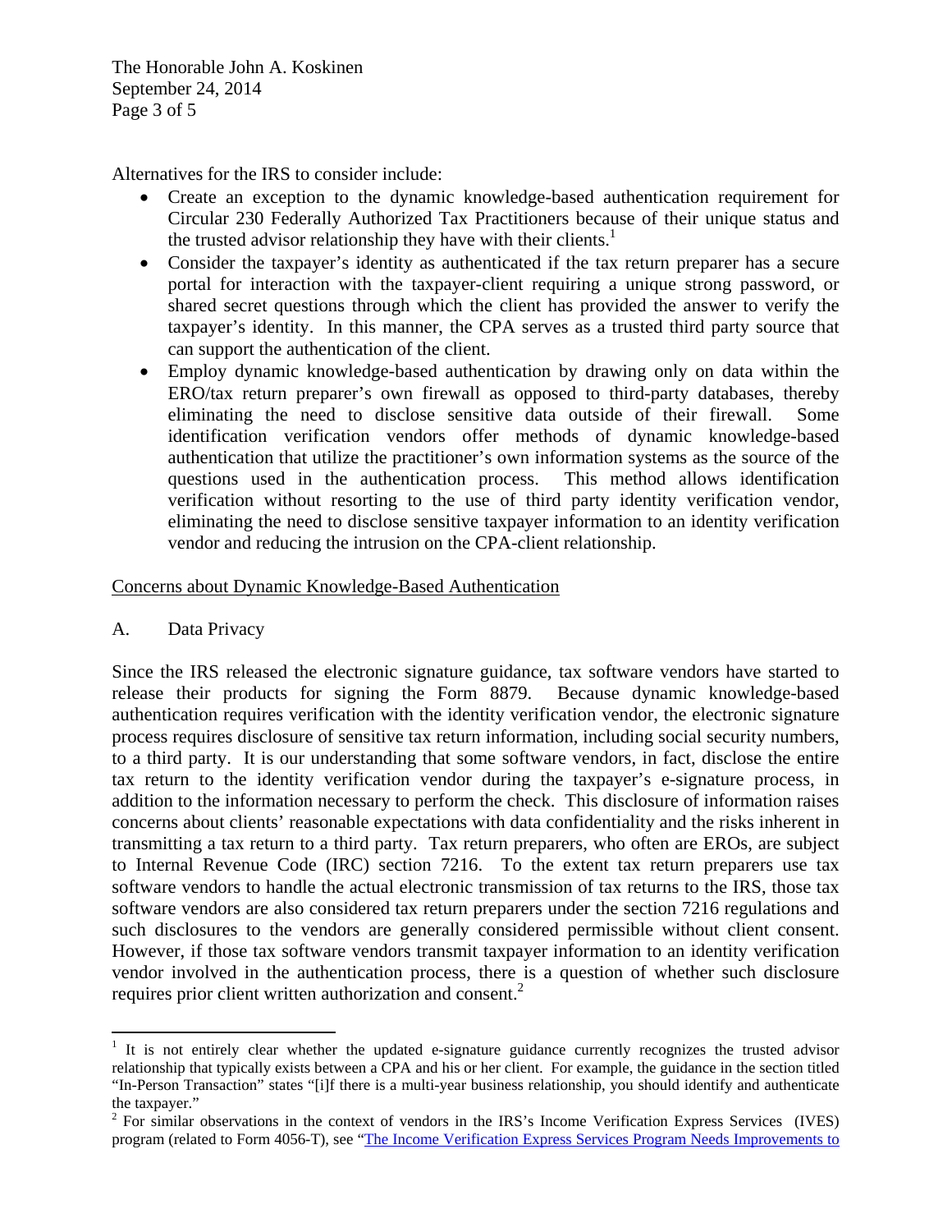Alternatives for the IRS to consider include:

- Create an exception to the dynamic knowledge-based authentication requirement for Circular 230 Federally Authorized Tax Practitioners because of their unique status and the trusted advisor relationship they have with their clients.[1]
- Consider the taxpayer's identity as authenticated if the tax return preparer has a secure portal for interaction with the taxpayer-client requiring a unique strong password, or shared secret questions through which the client has provided the answer to verify the taxpayer's identity. In this manner, the CPA serves as a trusted third party source that can support the authentication of the client.
- Employ dynamic knowledge-based authentication by drawing only on data within the ERO/tax return preparer's own firewall as opposed to third-party databases, thereby eliminating the need to disclose sensitive data outside of their firewall. Some identification verification vendors offer methods of dynamic knowledge-based authentication that utilize the practitioner's own information systems as the source of the questions used in the authentication process. This method allows identification verification without resorting to the use of third party identity verification vendor, eliminating the need to disclose sensitive taxpayer information to an identity verification vendor and reducing the intrusion on the CPA-client relationship.

Concerns about Dynamic Knowledge-Based Authentication

A. Data Privacy

Since the IRS released the electronic signature guidance, tax software vendors have started to release their products for signing the Form 8879. Because dynamic knowledge-based authentication requires verification with the identity verification vendor, the electronic signature process requires disclosure of sensitive tax return information, including social security numbers, to a third party. It is our understanding that some software vendors, in fact, disclose the entire tax return to the identity verification vendor during the taxpayer's e-signature process, in addition to the information necessary to perform the check. This disclosure of information raises concerns about clients' reasonable expectations with data confidentiality and the risks inherent in transmitting a tax return to a third party. Tax return preparers, who often are EROs, are subject to Internal Revenue Code (IRC) section 7216. To the extent tax return preparers use tax software vendors to handle the actual electronic transmission of tax returns to the IRS, those tax software vendors are also considered tax return preparers under the section 7216 regulations and such disclosures to the vendors are generally considered permissible without client consent. However, if those tax software vendors transmit taxpayer information to an identity verification vendor involved in the authentication process, there is a question of whether such disclosure requires prior client written authorization and consent.[2]

---

[1] It is not entirely clear whether the updated e-signature guidance currently recognizes the trusted advisor relationship that typically exists between a CPA and his or her client. For example, the guidance in the section titled "In-Person Transaction" states "[i]f there is a multi-year business relationship, you should identify and authenticate the taxpayer."

[2] For similar observations in the context of vendors in the IRS's Income Verification Express Services (IVES) program (related to Form 4056-T), see "The Income Verification Express Services Program Needs Improvements to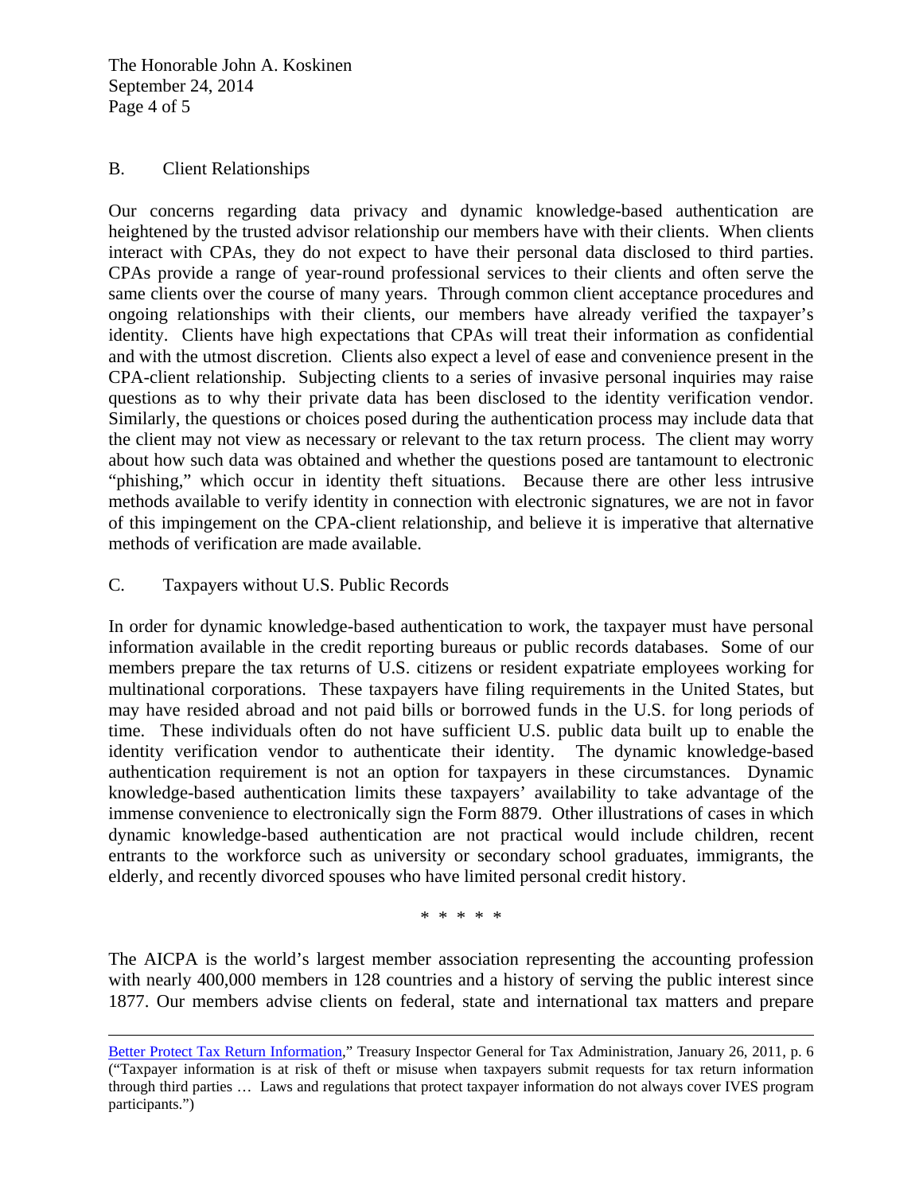## B. Client Relationships

Our concerns regarding data privacy and dynamic knowledge-based authentication are heightened by the trusted advisor relationship our members have with their clients. When clients interact with CPAs, they do not expect to have their personal data disclosed to third parties. CPAs provide a range of year-round professional services to their clients and often serve the same clients over the course of many years. Through common client acceptance procedures and ongoing relationships with their clients, our members have already verified the taxpayer's identity. Clients have high expectations that CPAs will treat their information as confidential and with the utmost discretion. Clients also expect a level of ease and convenience present in the CPA-client relationship. Subjecting clients to a series of invasive personal inquiries may raise questions as to why their private data has been disclosed to the identity verification vendor. Similarly, the questions or choices posed during the authentication process may include data that the client may not view as necessary or relevant to the tax return process. The client may worry about how such data was obtained and whether the questions posed are tantamount to electronic "phishing," which occur in identity theft situations. Because there are other less intrusive methods available to verify identity in connection with electronic signatures, we are not in favor of this impingement on the CPA-client relationship, and believe it is imperative that alternative methods of verification are made available.

## C. Taxpayers without U.S. Public Records

In order for dynamic knowledge-based authentication to work, the taxpayer must have personal information available in the credit reporting bureaus or public records databases. Some of our members prepare the tax returns of U.S. citizens or resident expatriate employees working for multinational corporations. These taxpayers have filing requirements in the United States, but may have resided abroad and not paid bills or borrowed funds in the U.S. for long periods of time. These individuals often do not have sufficient U.S. public data built up to enable the identity verification vendor to authenticate their identity. The dynamic knowledge-based authentication requirement is not an option for taxpayers in these circumstances. Dynamic knowledge-based authentication limits these taxpayers' availability to take advantage of the immense convenience to electronically sign the Form 8879. Other illustrations of cases in which dynamic knowledge-based authentication are not practical would include children, recent entrants to the workforce such as university or secondary school graduates, immigrants, the elderly, and recently divorced spouses who have limited personal credit history.

\* \* \* \* \*

The AICPA is the world's largest member association representing the accounting profession with nearly 400,000 members in 128 countries and a history of serving the public interest since 1877. Our members advise clients on federal, state and international tax matters and prepare

---

Better Protect Tax Return Information," Treasury Inspector General for Tax Administration, January 26, 2011, p. 6 ("Taxpayer information is at risk of theft or misuse when taxpayers submit requests for tax return information through third parties … Laws and regulations that protect taxpayer information do not always cover IVES program participants.")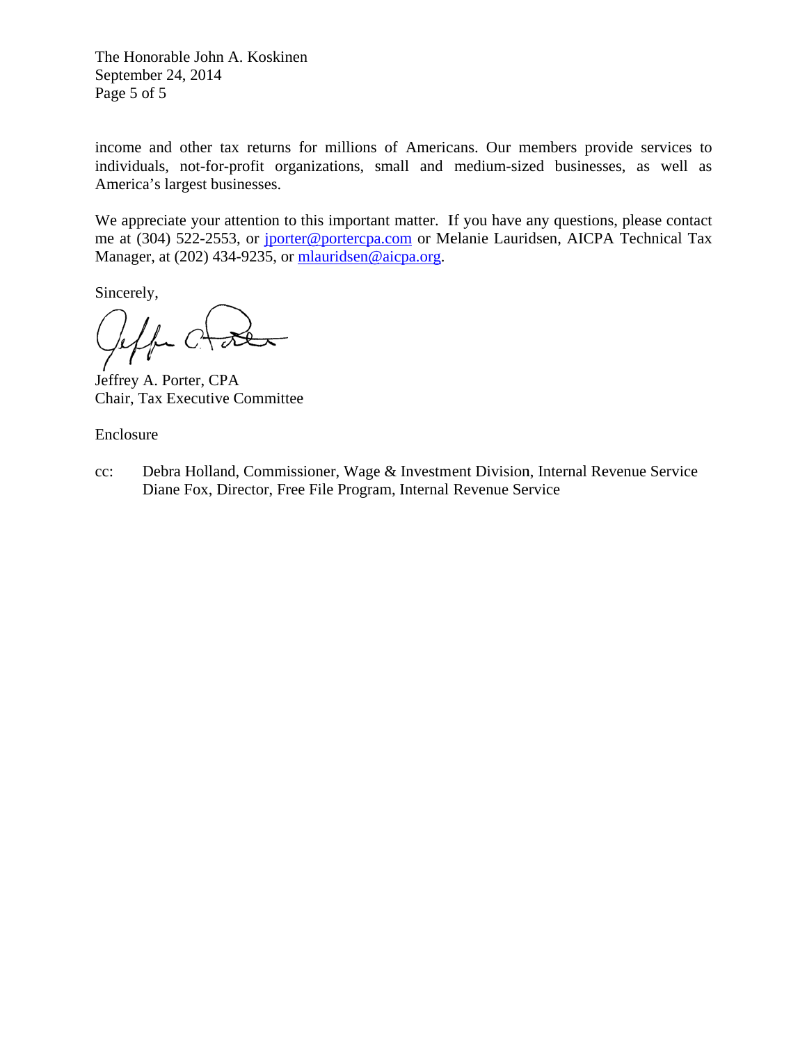income and other tax returns for millions of Americans. Our members provide services to individuals, not-for-profit organizations, small and medium-sized businesses, as well as America's largest businesses.

We appreciate your attention to this important matter. If you have any questions, please contact me at (304) 522-2553, or jporter@portercpa.com or Melanie Lauridsen, AICPA Technical Tax Manager, at (202) 434-9235, or mlauridsen@aicpa.org.

Sincerely,

Jeffrey A. Porter, CPA
Chair, Tax Executive Committee

Enclosure

cc: Debra Holland, Commissioner, Wage & Investment Division, Internal Revenue Service
Diane Fox, Director, Free File Program, Internal Revenue Service